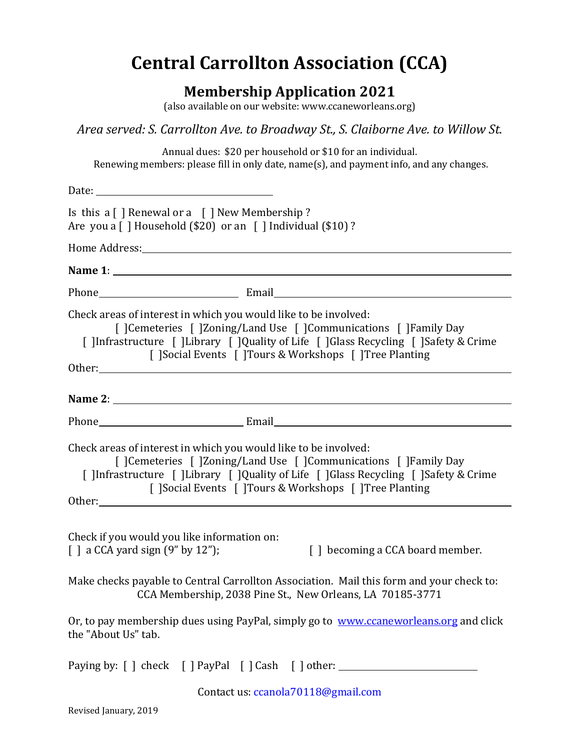# Central Carrollton Association (CCA)

## Membership Application 2021

(also available on our website: www.ccaneworleans.org)

*Area served: S. Carrollton Ave. to Broadway St., S. Claiborne Ave. to Willow St.*

Annual dues: $20 per household or $10 for an individual.
Renewing members: please fill in only date, name(s), and payment info, and any changes.

Date: ____________________

Is this a [ ] Renewal or a [ ] New Membership ?
Are you a [ ] Household ($20) or an [ ] Individual ($10) ?

Home Address: ________________________________________

**Name 1**: ________________________________________

Phone ____________________ Email ____________________

Check areas of interest in which you would like to be involved:
[ ]Cemeteries [ ]Zoning/Land Use [ ]Communications [ ]Family Day
[ ]Infrastructure [ ]Library [ ]Quality of Life [ ]Glass Recycling [ ]Safety & Crime
[ ]Social Events [ ]Tours & Workshops [ ]Tree Planting
Other: ________________________________________

**Name 2**: ________________________________________

Phone ____________________ Email ____________________

Check areas of interest in which you would like to be involved:
[ ]Cemeteries [ ]Zoning/Land Use [ ]Communications [ ]Family Day
[ ]Infrastructure [ ]Library [ ]Quality of Life [ ]Glass Recycling [ ]Safety & Crime
[ ]Social Events [ ]Tours & Workshops [ ]Tree Planting
Other: ________________________________________

Check if you would you like information on:
[ ] a CCA yard sign (9" by 12"); [ ] becoming a CCA board member.

Make checks payable to Central Carrollton Association. Mail this form and your check to:
CCA Membership, 2038 Pine St., New Orleans, LA 70185-3771

Or, to pay membership dues using PayPal, simply go to www.ccaneworleans.org and click the "About Us" tab.

Paying by: [ ] check [ ] PayPal [ ] Cash [ ] other: ____________________

Contact us: ccanola70118@gmail.com

Revised January, 2019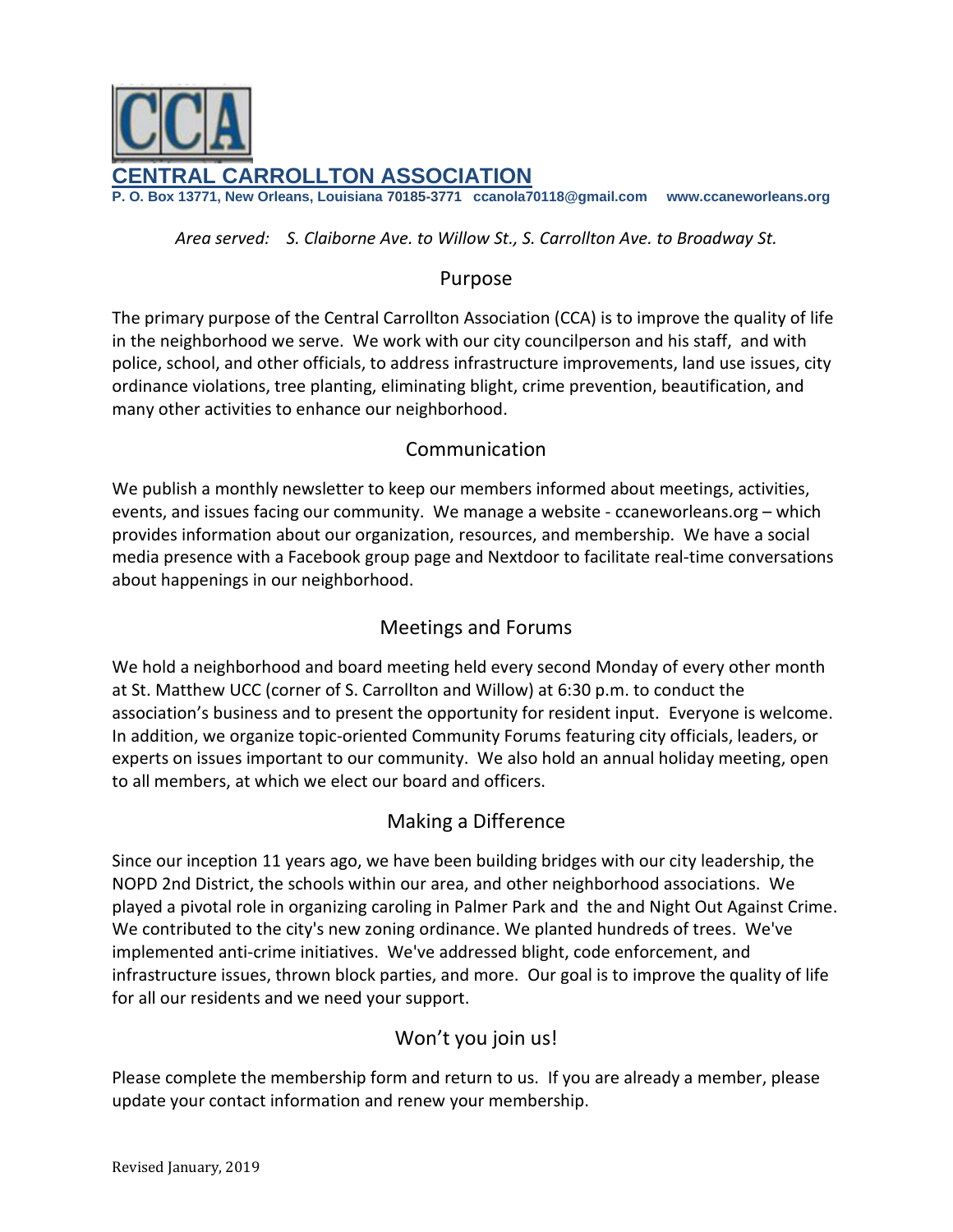CCA

# CENTRAL CARROLLTON ASSOCIATION

**P. O. Box 13771, New Orleans, Louisiana 70185-3771 ccanola70118@gmail.com www.ccaneworleans.org**

*Area served: S. Claiborne Ave. to Willow St., S. Carrollton Ave. to Broadway St.*

## Purpose

The primary purpose of the Central Carrollton Association (CCA) is to improve the quality of life in the neighborhood we serve. We work with our city councilperson and his staff, and with police, school, and other officials, to address infrastructure improvements, land use issues, city ordinance violations, tree planting, eliminating blight, crime prevention, beautification, and many other activities to enhance our neighborhood.

## Communication

We publish a monthly newsletter to keep our members informed about meetings, activities, events, and issues facing our community. We manage a website - ccaneworleans.org – which provides information about our organization, resources, and membership. We have a social media presence with a Facebook group page and Nextdoor to facilitate real-time conversations about happenings in our neighborhood.

## Meetings and Forums

We hold a neighborhood and board meeting held every second Monday of every other month at St. Matthew UCC (corner of S. Carrollton and Willow) at 6:30 p.m. to conduct the association's business and to present the opportunity for resident input. Everyone is welcome. In addition, we organize topic-oriented Community Forums featuring city officials, leaders, or experts on issues important to our community. We also hold an annual holiday meeting, open to all members, at which we elect our board and officers.

## Making a Difference

Since our inception 11 years ago, we have been building bridges with our city leadership, the NOPD 2nd District, the schools within our area, and other neighborhood associations. We played a pivotal role in organizing caroling in Palmer Park and the and Night Out Against Crime. We contributed to the city's new zoning ordinance. We planted hundreds of trees. We've implemented anti-crime initiatives. We've addressed blight, code enforcement, and infrastructure issues, thrown block parties, and more. Our goal is to improve the quality of life for all our residents and we need your support.

## Won't you join us!

Please complete the membership form and return to us. If you are already a member, please update your contact information and renew your membership.

Revised January, 2019